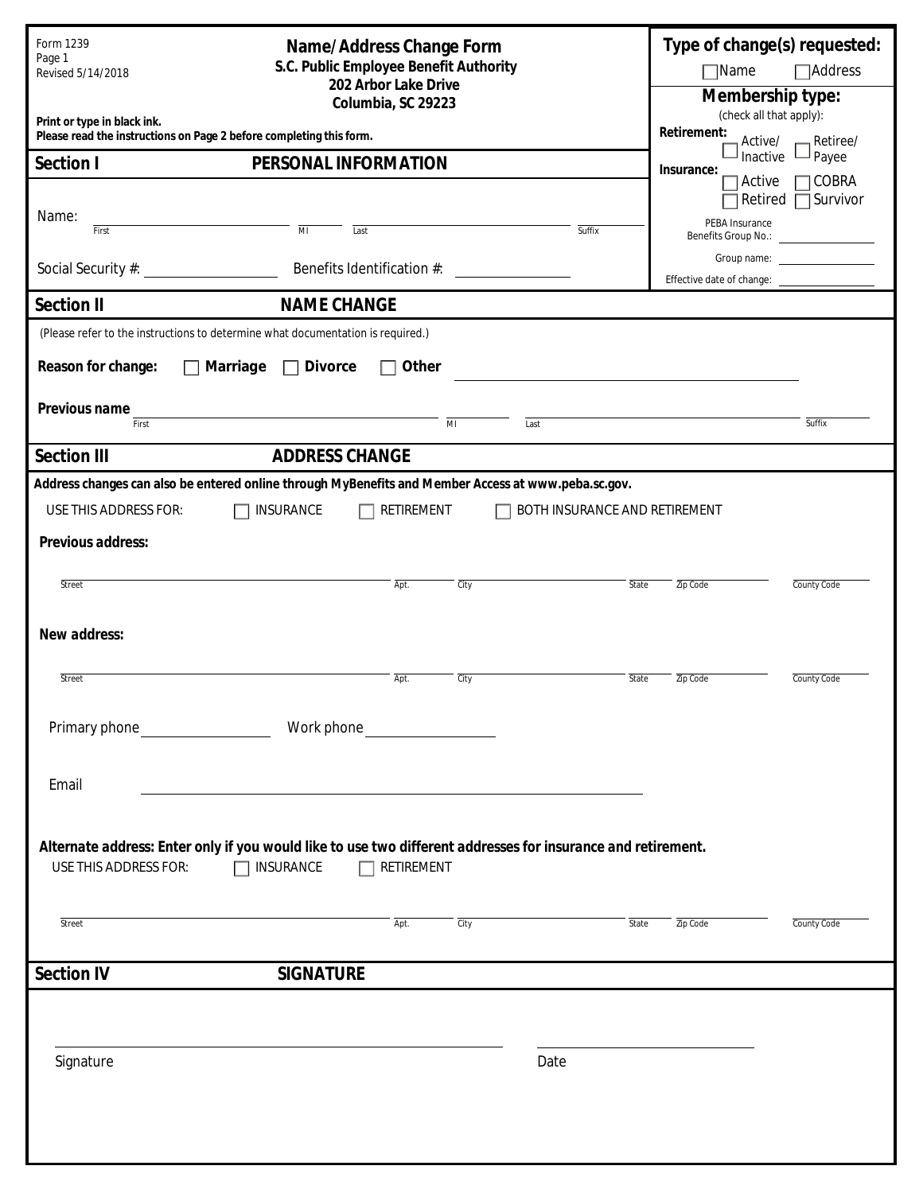Form 1239
Page 1
Revised 5/14/2018

# Name/Address Change Form

**S.C. Public Employee Benefit Authority**
**202 Arbor Lake Drive**
**Columbia, SC 29223**

**Print or type in black ink.**
**Please read the instructions on Page 2 before completing this form.**

**Type of change(s) requested:**
☐ Name ☐ Address

**Membership type:**
(check all that apply):

**Retirement:** ☐ Active/Inactive ☐ Retiree/Payee

**Insurance:** ☐ Active ☐ COBRA ☐ Retired ☐ Survivor

PEBA Insurance Benefits Group No.: ____________

Group name: ____________

Effective date of change: ____________

## Section I PERSONAL INFORMATION

Name: ____________ ____ ____________ ____
First MI Last Suffix

Social Security #: ____________ Benefits Identification #: ____________

## Section II NAME CHANGE

(Please refer to the instructions to determine what documentation is required.)

**Reason for change:** ☐ **Marriage** ☐ **Divorce** ☐ **Other** ____________

**Previous name** ____________ ____ ____________ ____
First MI Last Suffix

## Section III ADDRESS CHANGE

**Address changes can also be entered online through MyBenefits and Member Access at www.peba.sc.gov.**

USE THIS ADDRESS FOR: ☐ INSURANCE ☐ RETIREMENT ☐ BOTH INSURANCE AND RETIREMENT

**Previous address:**

____________ ____ ____________ ____ ____________ ____________
Street Apt. City State Zip Code County Code

**New address:**

____________ ____ ____________ ____ ____________ ____________
Street Apt. City State Zip Code County Code

Primary phone ____________ Work phone ____________

Email ____________

**Alternate address: Enter only if you would like to use two different addresses for insurance and retirement.**

USE THIS ADDRESS FOR: ☐ INSURANCE ☐ RETIREMENT

____________ ____ ____________ ____ ____________ ____________
Street Apt. City State Zip Code County Code

## Section IV SIGNATURE

____________________________ ____________
Signature Date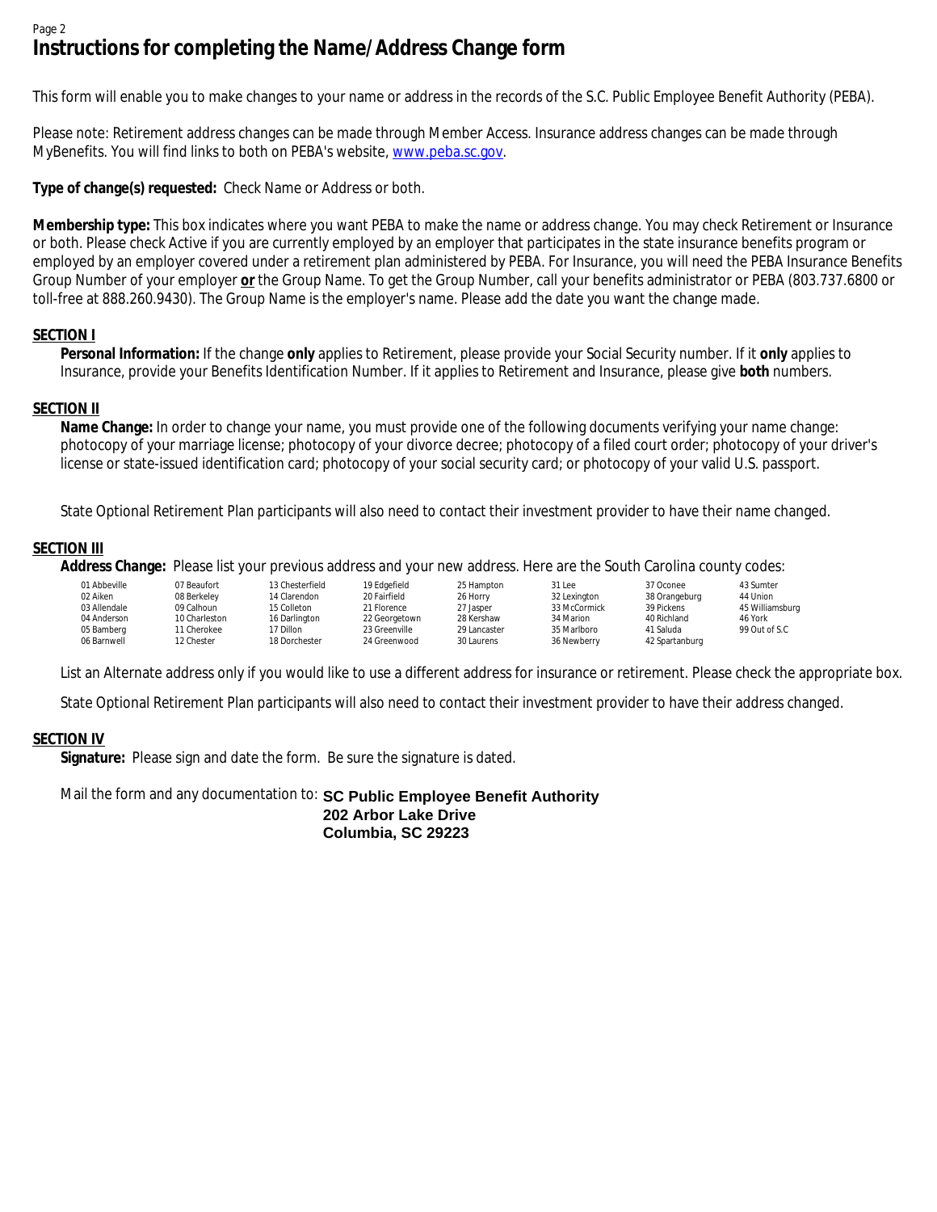# Instructions for completing the Name/Address Change form

This form will enable you to make changes to your name or address in the records of the S.C. Public Employee Benefit Authority (PEBA).

Please note: Retirement address changes can be made through Member Access. Insurance address changes can be made through MyBenefits. You will find links to both on PEBA's website, www.peba.sc.gov.

**Type of change(s) requested:** Check Name or Address or both.

**Membership type:** This box indicates where you want PEBA to make the name or address change. You may check Retirement or Insurance or both. Please check Active if you are currently employed by an employer that participates in the state insurance benefits program or employed by an employer covered under a retirement plan administered by PEBA. For Insurance, you will need the PEBA Insurance Benefits Group Number of your employer **or** the Group Name. To get the Group Number, call your benefits administrator or PEBA (803.737.6800 or toll-free at 888.260.9430). The Group Name is the employer's name. Please add the date you want the change made.

## SECTION I

**Personal Information:** If the change **only** applies to Retirement, please provide your Social Security number. If it **only** applies to Insurance, provide your Benefits Identification Number. If it applies to Retirement and Insurance, please give **both** numbers.

## SECTION II

**Name Change:** In order to change your name, you must provide one of the following documents verifying your name change: photocopy of your marriage license; photocopy of your divorce decree; photocopy of a filed court order; photocopy of your driver's license or state-issued identification card; photocopy of your social security card; or photocopy of your valid U.S. passport.

State Optional Retirement Plan participants will also need to contact their investment provider to have their name changed.

## SECTION III

**Address Change:** Please list your previous address and your new address. Here are the South Carolina county codes:

| | | | | | | | |
|---|---|---|---|---|---|---|---|
| 01 Abbeville | 07 Beaufort | 13 Chesterfield | 19 Edgefield | 25 Hampton | 31 Lee | 37 Oconee | 43 Sumter |
| 02 Aiken | 08 Berkeley | 14 Clarendon | 20 Fairfield | 26 Horry | 32 Lexington | 38 Orangeburg | 44 Union |
| 03 Allendale | 09 Calhoun | 15 Colleton | 21 Florence | 27 Jasper | 33 McCormick | 39 Pickens | 45 Williamsburg |
| 04 Anderson | 10 Charleston | 16 Darlington | 22 Georgetown | 28 Kershaw | 34 Marion | 40 Richland | 46 York |
| 05 Bamberg | 11 Cherokee | 17 Dillon | 23 Greenville | 29 Lancaster | 35 Marlboro | 41 Saluda | 99 Out of S.C |
| 06 Barnwell | 12 Chester | 18 Dorchester | 24 Greenwood | 30 Laurens | 36 Newberry | 42 Spartanburg | |

List an Alternate address only if you would like to use a different address for insurance or retirement. Please check the appropriate box.

State Optional Retirement Plan participants will also need to contact their investment provider to have their address changed.

## SECTION IV

**Signature:** Please sign and date the form. Be sure the signature is dated.

Mail the form and any documentation to: **SC Public Employee Benefit Authority**
**202 Arbor Lake Drive**
**Columbia, SC 29223**